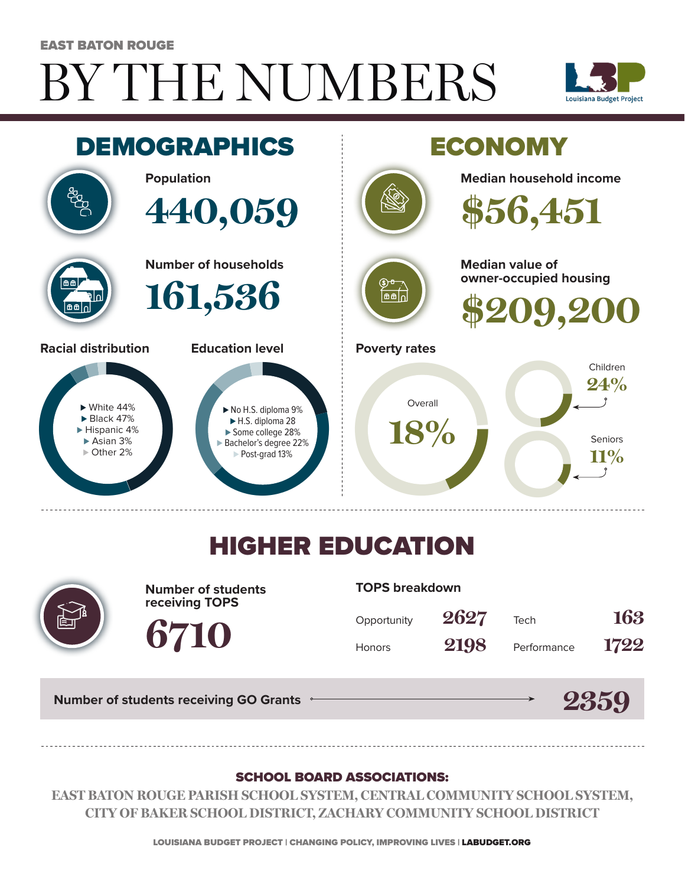EAST BATON ROUGE

# BY THE NUMBERS

Louisiana Budget Project

## DEMOGRAPHICS

**Population**

440,059

**Number of households**

161,536

**Racial distribution**

- White 44%
- Black 47%
- Hispanic 4%
- Asian 3%
- Other 2%

**Education level**

- No H.S. diploma 9%
- H.S. diploma 28
- Some college 28%
- Bachelor's degree 22%
- Post-grad 13%

## ECONOMY

**Median household income**

$56,451

**Median value of owner-occupied housing**

$209,200

**Poverty rates**

Overall 18%

Children 24%

Seniors 11%

## HIGHER EDUCATION

**Number of students receiving TOPS**

6710

**TOPS breakdown**

| | | | |
|---|---|---|---|
| Opportunity | 2627 | Tech | 163 |
| Honors | 2198 | Performance | 1722 |

**Number of students receiving GO Grants** → 2359

### SCHOOL BOARD ASSOCIATIONS:

EAST BATON ROUGE PARISH SCHOOL SYSTEM, CENTRAL COMMUNITY SCHOOL SYSTEM, CITY OF BAKER SCHOOL DISTRICT, ZACHARY COMMUNITY SCHOOL DISTRICT

LOUISIANA BUDGET PROJECT | CHANGING POLICY, IMPROVING LIVES | LABUDGET.ORG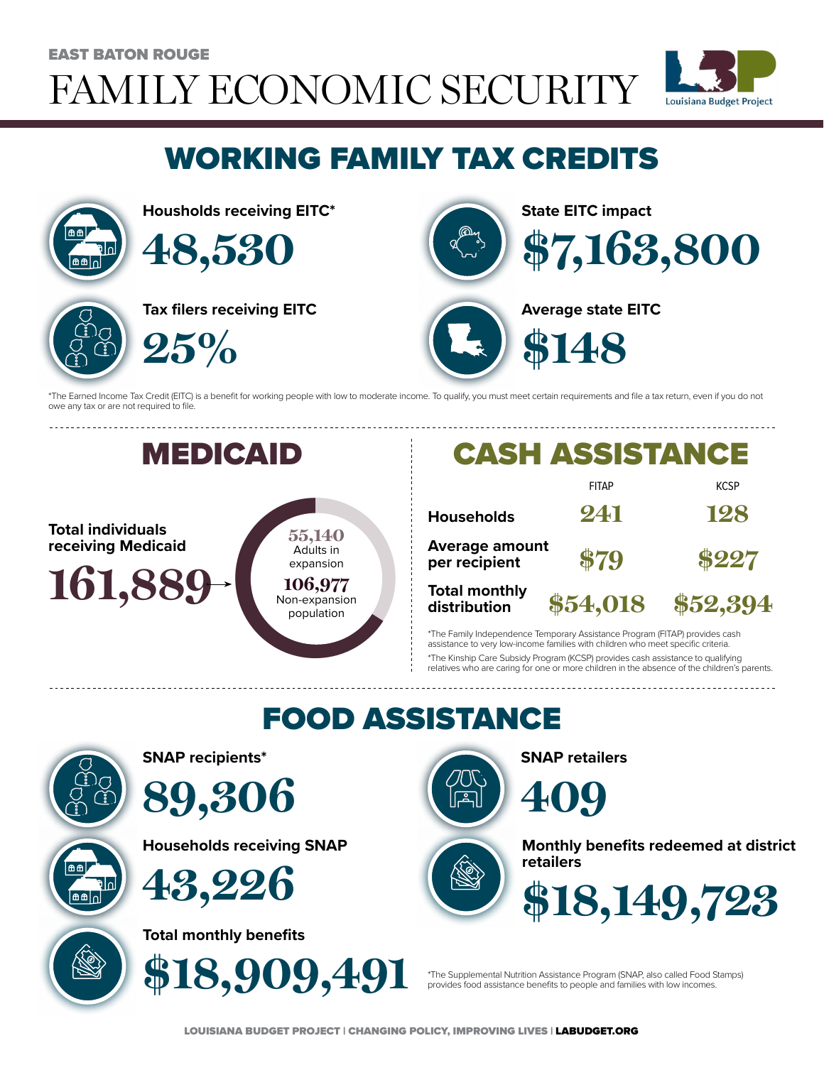EAST BATON ROUGE

# FAMILY ECONOMIC SECURITY

Louisiana Budget Project

## WORKING FAMILY TAX CREDITS

**Households receiving EITC***

**48,530**

**Tax filers receiving EITC**

**25%**

**State EITC impact**

**$7,163,800**

**Average state EITC**

**$148**

*The Earned Income Tax Credit (EITC) is a benefit for working people with low to moderate income. To qualify, you must meet certain requirements and file a tax return, even if you do not owe any tax or are not required to file.

## MEDICAID

**Total individuals receiving Medicaid**

**161,889**

55,140
Adults in expansion

106,977
Non-expansion population

## CASH ASSISTANCE

| | FITAP | KCSP |
|---|---|---|
| **Households** | 241 | 128 |
| **Average amount per recipient** | $79 | $227 |
| **Total monthly distribution** | $54,018 | $52,394 |

*The Family Independence Temporary Assistance Program (FITAP) provides cash assistance to very low-income families with children who meet specific criteria.

*The Kinship Care Subsidy Program (KCSP) provides cash assistance to qualifying relatives who are caring for one or more children in the absence of the children's parents.

## FOOD ASSISTANCE

**SNAP recipients***

**89,306**

**Households receiving SNAP**

**43,226**

**Total monthly benefits**

**$18,909,491**

**SNAP retailers**

**409**

**Monthly benefits redeemed at district retailers**

**$18,149,723**

*The Supplemental Nutrition Assistance Program (SNAP, also called Food Stamps) provides food assistance benefits to people and families with low incomes.

LOUISIANA BUDGET PROJECT | CHANGING POLICY, IMPROVING LIVES | LABUDGET.ORG